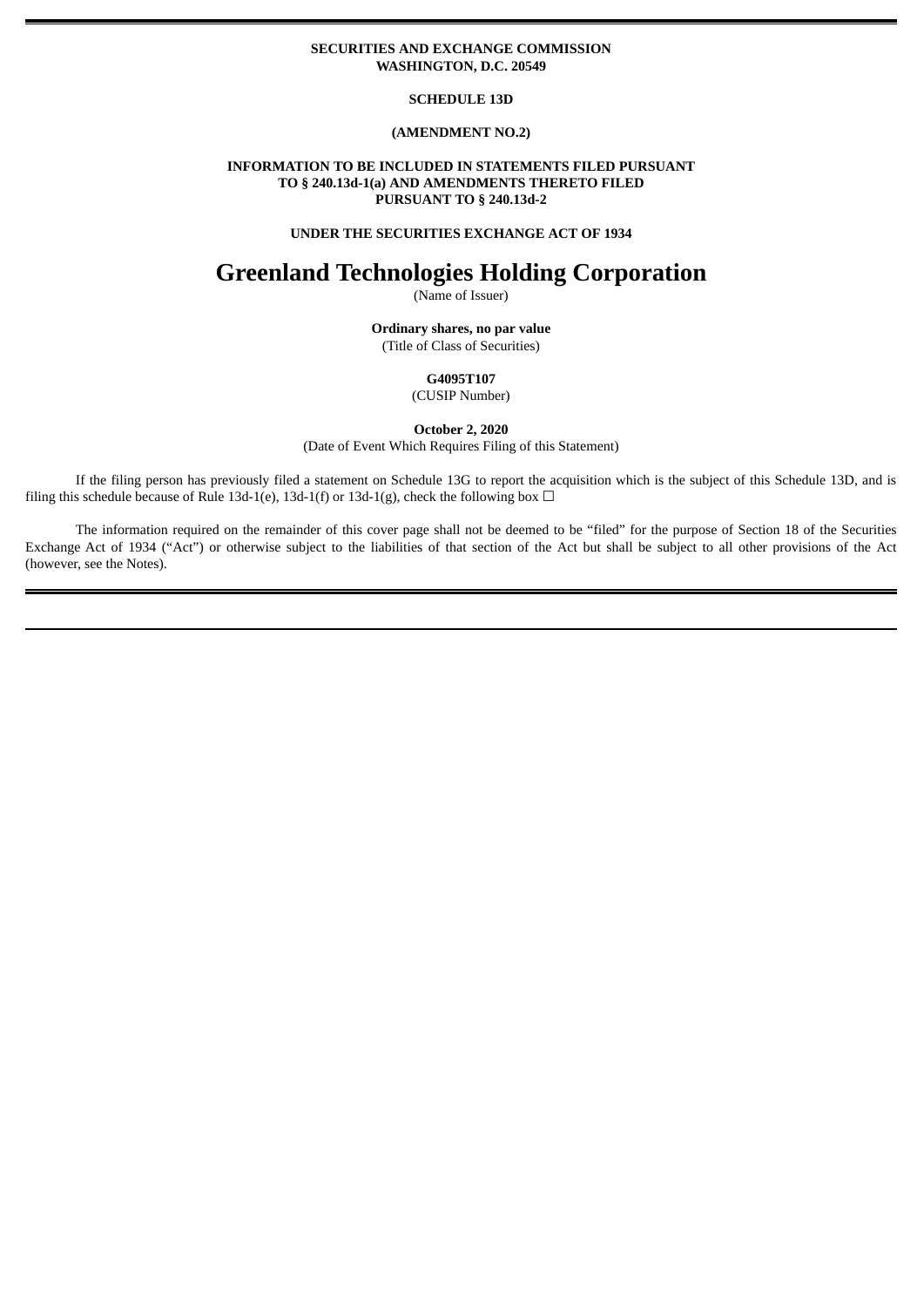**SECURITIES AND EXCHANGE COMMISSION**
**WASHINGTON, D.C. 20549**

**SCHEDULE 13D**

**(AMENDMENT NO.2)**

**INFORMATION TO BE INCLUDED IN STATEMENTS FILED PURSUANT TO § 240.13d-1(a) AND AMENDMENTS THERETO FILED PURSUANT TO § 240.13d-2**

**UNDER THE SECURITIES EXCHANGE ACT OF 1934**

# Greenland Technologies Holding Corporation

(Name of Issuer)

**Ordinary shares, no par value**
(Title of Class of Securities)

**G4095T107**
(CUSIP Number)

**October 2, 2020**
(Date of Event Which Requires Filing of this Statement)

If the filing person has previously filed a statement on Schedule 13G to report the acquisition which is the subject of this Schedule 13D, and is filing this schedule because of Rule 13d-1(e), 13d-1(f) or 13d-1(g), check the following box ☐

The information required on the remainder of this cover page shall not be deemed to be "filed" for the purpose of Section 18 of the Securities Exchange Act of 1934 ("Act") or otherwise subject to the liabilities of that section of the Act but shall be subject to all other provisions of the Act (however, see the Notes).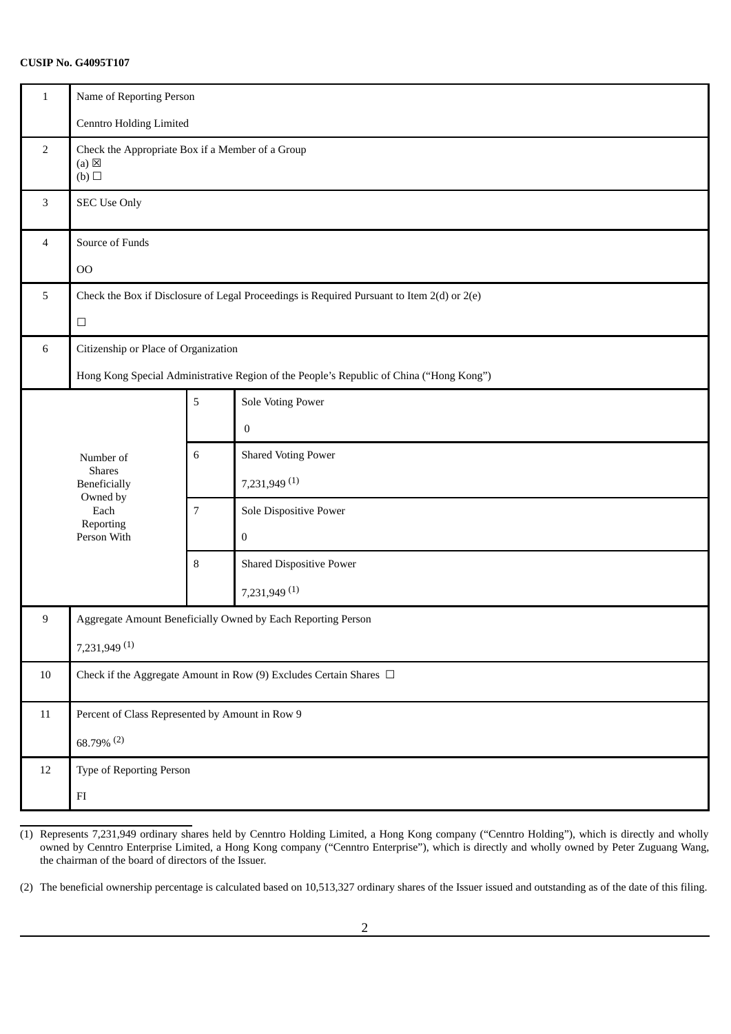**CUSIP No. G4095T107**

| | | | |
|---|---|---|---|
| 1 | Name of Reporting Person<br><br>Cenntro Holding Limited | | |
| 2 | Check the Appropriate Box if a Member of a Group<br>(a) ☒<br>(b) ☐ | | |
| 3 | SEC Use Only | | |
| 4 | Source of Funds<br><br>OO | | |
| 5 | Check the Box if Disclosure of Legal Proceedings is Required Pursuant to Item 2(d) or 2(e)<br><br>☐ | | |
| 6 | Citizenship or Place of Organization<br><br>Hong Kong Special Administrative Region of the People's Republic of China ("Hong Kong") | | |
| Number of Shares Beneficially Owned by Each Reporting Person With | | 5 | Sole Voting Power<br><br>0 |
| | | 6 | Shared Voting Power<br><br>7,231,949 (1) |
| | | 7 | Sole Dispositive Power<br><br>0 |
| | | 8 | Shared Dispositive Power<br><br>7,231,949 (1) |
| 9 | Aggregate Amount Beneficially Owned by Each Reporting Person<br><br>7,231,949 (1) | | |
| 10 | Check if the Aggregate Amount in Row (9) Excludes Certain Shares ☐ | | |
| 11 | Percent of Class Represented by Amount in Row 9<br><br>68.79% (2) | | |
| 12 | Type of Reporting Person<br><br>FI | | |

(1) Represents 7,231,949 ordinary shares held by Cenntro Holding Limited, a Hong Kong company ("Cenntro Holding"), which is directly and wholly owned by Cenntro Enterprise Limited, a Hong Kong company ("Cenntro Enterprise"), which is directly and wholly owned by Peter Zuguang Wang, the chairman of the board of directors of the Issuer.

(2) The beneficial ownership percentage is calculated based on 10,513,327 ordinary shares of the Issuer issued and outstanding as of the date of this filing.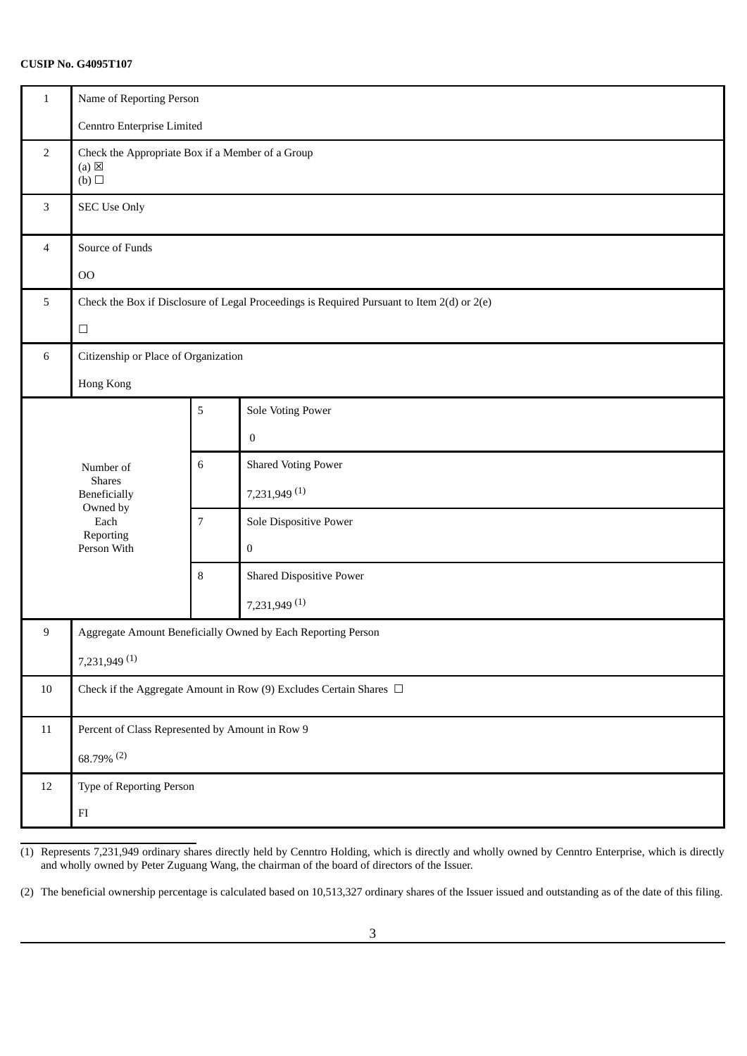**CUSIP No. G4095T107**

| 1 | Name of Reporting Person<br><br>Cenntro Enterprise Limited | | |
|---|---|---|---|
| 2 | Check the Appropriate Box if a Member of a Group<br>(a) ☒<br>(b) ☐ | | |
| 3 | SEC Use Only | | |
| 4 | Source of Funds<br><br>OO | | |
| 5 | Check the Box if Disclosure of Legal Proceedings is Required Pursuant to Item 2(d) or 2(e)<br><br>☐ | | |
| 6 | Citizenship or Place of Organization<br><br>Hong Kong | | |
| Number of Shares Beneficially Owned by Each Reporting Person With | | 5 | Sole Voting Power<br><br>0 |
| | | 6 | Shared Voting Power<br><br>7,231,949 (1) |
| | | 7 | Sole Dispositive Power<br><br>0 |
| | | 8 | Shared Dispositive Power<br><br>7,231,949 (1) |
| 9 | Aggregate Amount Beneficially Owned by Each Reporting Person<br><br>7,231,949 (1) | | |
| 10 | Check if the Aggregate Amount in Row (9) Excludes Certain Shares ☐ | | |
| 11 | Percent of Class Represented by Amount in Row 9<br><br>68.79% (2) | | |
| 12 | Type of Reporting Person<br><br>FI | | |

(1) Represents 7,231,949 ordinary shares directly held by Cenntro Holding, which is directly and wholly owned by Cenntro Enterprise, which is directly and wholly owned by Peter Zuguang Wang, the chairman of the board of directors of the Issuer.

(2) The beneficial ownership percentage is calculated based on 10,513,327 ordinary shares of the Issuer issued and outstanding as of the date of this filing.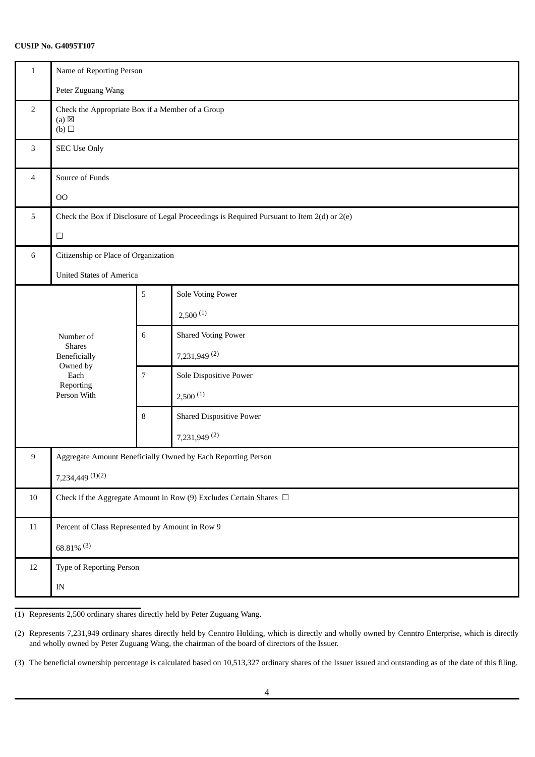**CUSIP No. G4095T107**

| | | | |
|---|---|---|---|
| 1 | Name of Reporting Person<br><br>Peter Zuguang Wang | | |
| 2 | Check the Appropriate Box if a Member of a Group<br>(a) ☒<br>(b) ☐ | | |
| 3 | SEC Use Only | | |
| 4 | Source of Funds<br><br>OO | | |
| 5 | Check the Box if Disclosure of Legal Proceedings is Required Pursuant to Item 2(d) or 2(e)<br><br>☐ | | |
| 6 | Citizenship or Place of Organization<br><br>United States of America | | |
| Number of Shares Beneficially Owned by Each Reporting Person With | | 5 | Sole Voting Power<br><br>2,500 (1) |
| | | 6 | Shared Voting Power<br><br>7,231,949 (2) |
| | | 7 | Sole Dispositive Power<br><br>2,500 (1) |
| | | 8 | Shared Dispositive Power<br><br>7,231,949 (2) |
| 9 | Aggregate Amount Beneficially Owned by Each Reporting Person<br><br>7,234,449 (1)(2) | | |
| 10 | Check if the Aggregate Amount in Row (9) Excludes Certain Shares ☐ | | |
| 11 | Percent of Class Represented by Amount in Row 9<br><br>68.81% (3) | | |
| 12 | Type of Reporting Person<br><br>IN | | |

(1) Represents 2,500 ordinary shares directly held by Peter Zuguang Wang.

(2) Represents 7,231,949 ordinary shares directly held by Cenntro Holding, which is directly and wholly owned by Cenntro Enterprise, which is directly and wholly owned by Peter Zuguang Wang, the chairman of the board of directors of the Issuer.

(3) The beneficial ownership percentage is calculated based on 10,513,327 ordinary shares of the Issuer issued and outstanding as of the date of this filing.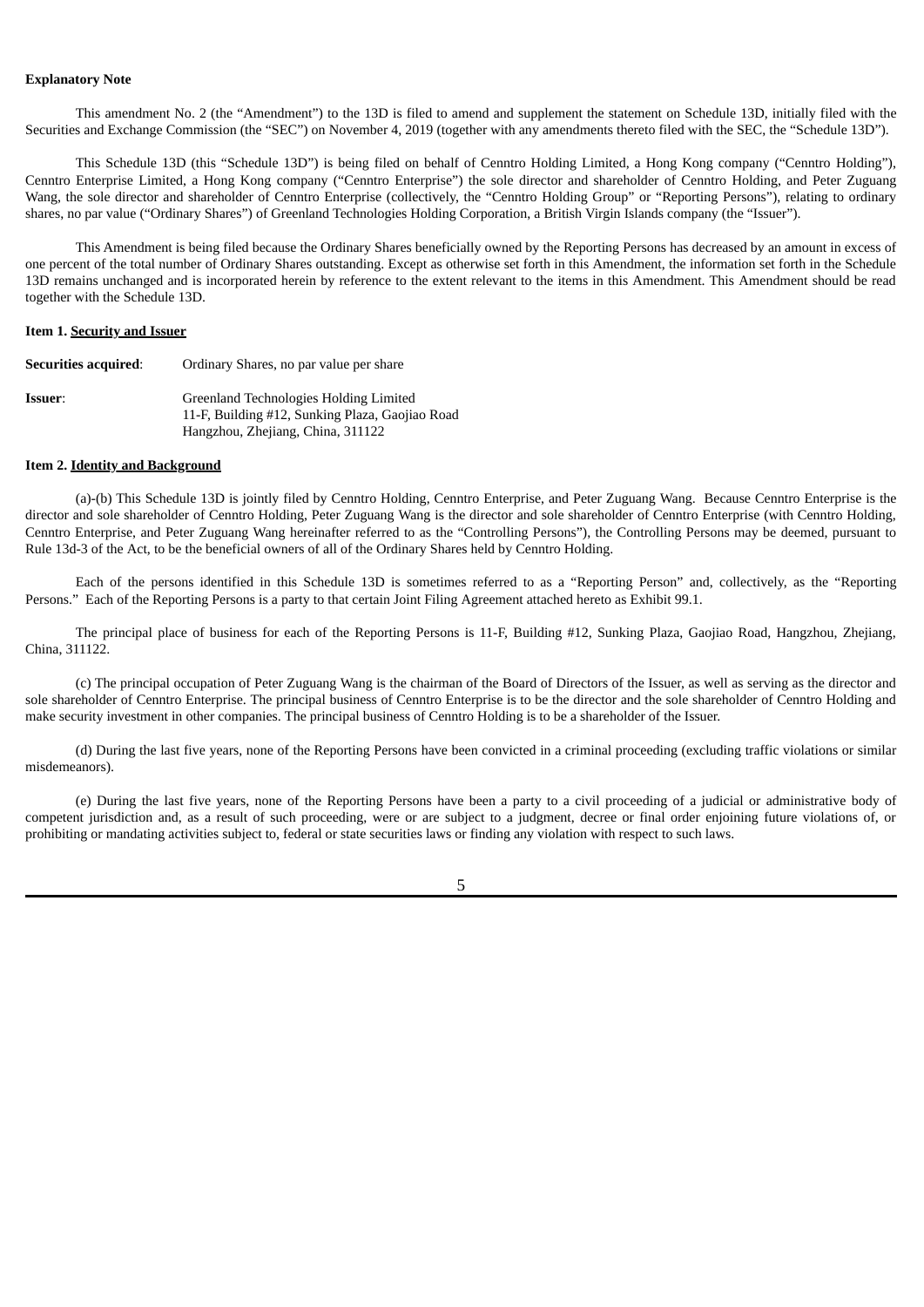**Explanatory Note**

This amendment No. 2 (the "Amendment") to the 13D is filed to amend and supplement the statement on Schedule 13D, initially filed with the Securities and Exchange Commission (the "SEC") on November 4, 2019 (together with any amendments thereto filed with the SEC, the "Schedule 13D").

This Schedule 13D (this "Schedule 13D") is being filed on behalf of Cenntro Holding Limited, a Hong Kong company ("Cenntro Holding"), Cenntro Enterprise Limited, a Hong Kong company ("Cenntro Enterprise") the sole director and shareholder of Cenntro Holding, and Peter Zuguang Wang, the sole director and shareholder of Cenntro Enterprise (collectively, the "Cenntro Holding Group" or "Reporting Persons"), relating to ordinary shares, no par value ("Ordinary Shares") of Greenland Technologies Holding Corporation, a British Virgin Islands company (the "Issuer").

This Amendment is being filed because the Ordinary Shares beneficially owned by the Reporting Persons has decreased by an amount in excess of one percent of the total number of Ordinary Shares outstanding. Except as otherwise set forth in this Amendment, the information set forth in the Schedule 13D remains unchanged and is incorporated herein by reference to the extent relevant to the items in this Amendment. This Amendment should be read together with the Schedule 13D.

**Item 1. Security and Issuer**

**Securities acquired**: Ordinary Shares, no par value per share

**Issuer**: Greenland Technologies Holding Limited
11-F, Building #12, Sunking Plaza, Gaojiao Road
Hangzhou, Zhejiang, China, 311122

**Item 2. Identity and Background**

(a)-(b) This Schedule 13D is jointly filed by Cenntro Holding, Cenntro Enterprise, and Peter Zuguang Wang. Because Cenntro Enterprise is the director and sole shareholder of Cenntro Holding, Peter Zuguang Wang is the director and sole shareholder of Cenntro Enterprise (with Cenntro Holding, Cenntro Enterprise, and Peter Zuguang Wang hereinafter referred to as the "Controlling Persons"), the Controlling Persons may be deemed, pursuant to Rule 13d-3 of the Act, to be the beneficial owners of all of the Ordinary Shares held by Cenntro Holding.

Each of the persons identified in this Schedule 13D is sometimes referred to as a "Reporting Person" and, collectively, as the "Reporting Persons." Each of the Reporting Persons is a party to that certain Joint Filing Agreement attached hereto as Exhibit 99.1.

The principal place of business for each of the Reporting Persons is 11-F, Building #12, Sunking Plaza, Gaojiao Road, Hangzhou, Zhejiang, China, 311122.

(c) The principal occupation of Peter Zuguang Wang is the chairman of the Board of Directors of the Issuer, as well as serving as the director and sole shareholder of Cenntro Enterprise. The principal business of Cenntro Enterprise is to be the director and the sole shareholder of Cenntro Holding and make security investment in other companies. The principal business of Cenntro Holding is to be a shareholder of the Issuer.

(d) During the last five years, none of the Reporting Persons have been convicted in a criminal proceeding (excluding traffic violations or similar misdemeanors).

(e) During the last five years, none of the Reporting Persons have been a party to a civil proceeding of a judicial or administrative body of competent jurisdiction and, as a result of such proceeding, were or are subject to a judgment, decree or final order enjoining future violations of, or prohibiting or mandating activities subject to, federal or state securities laws or finding any violation with respect to such laws.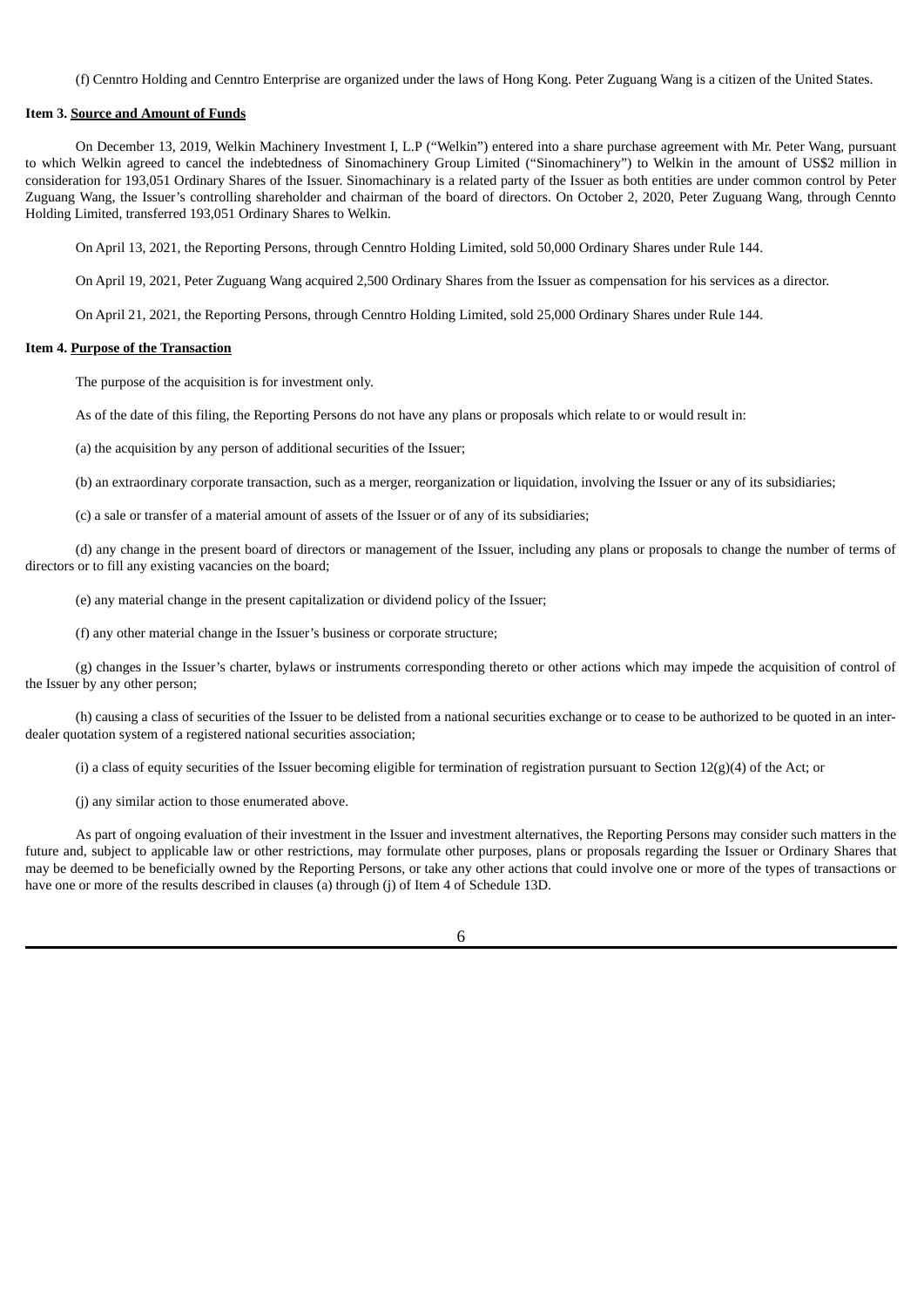(f) Cenntro Holding and Cenntro Enterprise are organized under the laws of Hong Kong. Peter Zuguang Wang is a citizen of the United States.

**Item 3. Source and Amount of Funds**

On December 13, 2019, Welkin Machinery Investment I, L.P ("Welkin") entered into a share purchase agreement with Mr. Peter Wang, pursuant to which Welkin agreed to cancel the indebtedness of Sinomachinery Group Limited ("Sinomachinery") to Welkin in the amount of US$2 million in consideration for 193,051 Ordinary Shares of the Issuer. Sinomachinary is a related party of the Issuer as both entities are under common control by Peter Zuguang Wang, the Issuer's controlling shareholder and chairman of the board of directors. On October 2, 2020, Peter Zuguang Wang, through Cennto Holding Limited, transferred 193,051 Ordinary Shares to Welkin.

On April 13, 2021, the Reporting Persons, through Cenntro Holding Limited, sold 50,000 Ordinary Shares under Rule 144.

On April 19, 2021, Peter Zuguang Wang acquired 2,500 Ordinary Shares from the Issuer as compensation for his services as a director.

On April 21, 2021, the Reporting Persons, through Cenntro Holding Limited, sold 25,000 Ordinary Shares under Rule 144.

**Item 4. Purpose of the Transaction**

The purpose of the acquisition is for investment only.

As of the date of this filing, the Reporting Persons do not have any plans or proposals which relate to or would result in:

(a) the acquisition by any person of additional securities of the Issuer;

(b) an extraordinary corporate transaction, such as a merger, reorganization or liquidation, involving the Issuer or any of its subsidiaries;

(c) a sale or transfer of a material amount of assets of the Issuer or of any of its subsidiaries;

(d) any change in the present board of directors or management of the Issuer, including any plans or proposals to change the number of terms of directors or to fill any existing vacancies on the board;

(e) any material change in the present capitalization or dividend policy of the Issuer;

(f) any other material change in the Issuer's business or corporate structure;

(g) changes in the Issuer's charter, bylaws or instruments corresponding thereto or other actions which may impede the acquisition of control of the Issuer by any other person;

(h) causing a class of securities of the Issuer to be delisted from a national securities exchange or to cease to be authorized to be quoted in an inter-dealer quotation system of a registered national securities association;

(i) a class of equity securities of the Issuer becoming eligible for termination of registration pursuant to Section 12(g)(4) of the Act; or

(j) any similar action to those enumerated above.

As part of ongoing evaluation of their investment in the Issuer and investment alternatives, the Reporting Persons may consider such matters in the future and, subject to applicable law or other restrictions, may formulate other purposes, plans or proposals regarding the Issuer or Ordinary Shares that may be deemed to be beneficially owned by the Reporting Persons, or take any other actions that could involve one or more of the types of transactions or have one or more of the results described in clauses (a) through (j) of Item 4 of Schedule 13D.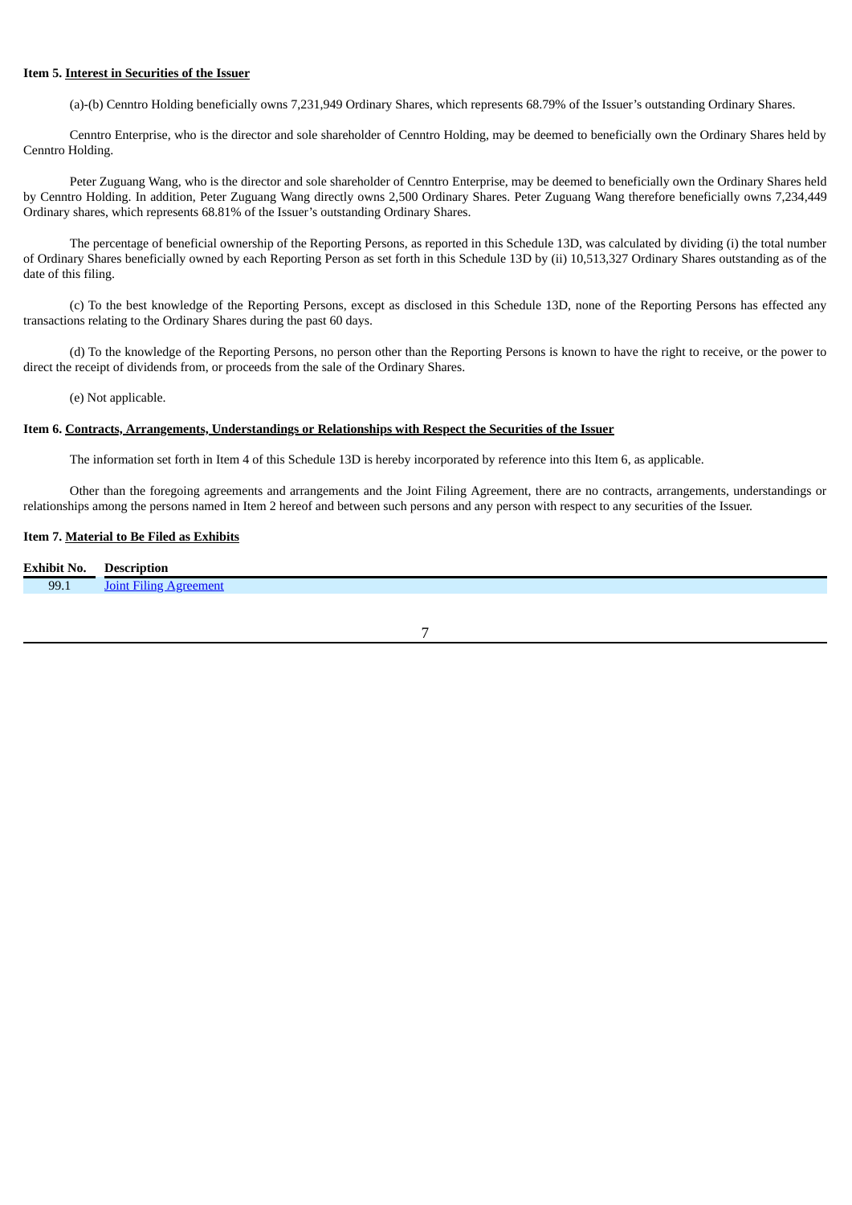**Item 5. Interest in Securities of the Issuer**

(a)-(b) Cenntro Holding beneficially owns 7,231,949 Ordinary Shares, which represents 68.79% of the Issuer's outstanding Ordinary Shares.

Cenntro Enterprise, who is the director and sole shareholder of Cenntro Holding, may be deemed to beneficially own the Ordinary Shares held by Cenntro Holding.

Peter Zuguang Wang, who is the director and sole shareholder of Cenntro Enterprise, may be deemed to beneficially own the Ordinary Shares held by Cenntro Holding. In addition, Peter Zuguang Wang directly owns 2,500 Ordinary Shares. Peter Zuguang Wang therefore beneficially owns 7,234,449 Ordinary shares, which represents 68.81% of the Issuer's outstanding Ordinary Shares.

The percentage of beneficial ownership of the Reporting Persons, as reported in this Schedule 13D, was calculated by dividing (i) the total number of Ordinary Shares beneficially owned by each Reporting Person as set forth in this Schedule 13D by (ii) 10,513,327 Ordinary Shares outstanding as of the date of this filing.

(c) To the best knowledge of the Reporting Persons, except as disclosed in this Schedule 13D, none of the Reporting Persons has effected any transactions relating to the Ordinary Shares during the past 60 days.

(d) To the knowledge of the Reporting Persons, no person other than the Reporting Persons is known to have the right to receive, or the power to direct the receipt of dividends from, or proceeds from the sale of the Ordinary Shares.

(e) Not applicable.

**Item 6. Contracts, Arrangements, Understandings or Relationships with Respect the Securities of the Issuer**

The information set forth in Item 4 of this Schedule 13D is hereby incorporated by reference into this Item 6, as applicable.

Other than the foregoing agreements and arrangements and the Joint Filing Agreement, there are no contracts, arrangements, understandings or relationships among the persons named in Item 2 hereof and between such persons and any person with respect to any securities of the Issuer.

**Item 7. Material to Be Filed as Exhibits**

| Exhibit No. | Description |
|---|---|
| 99.1 | Joint Filing Agreement |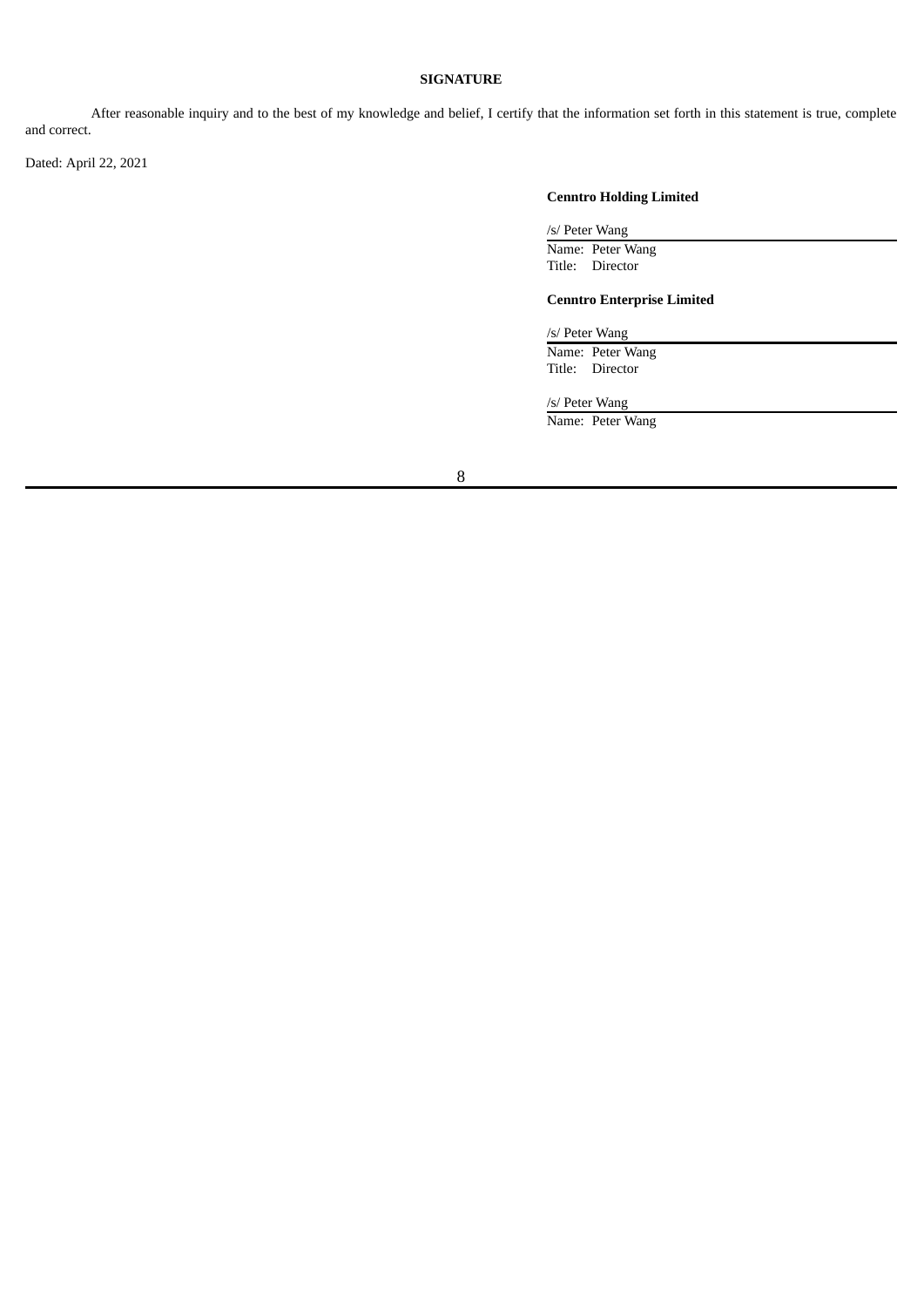**SIGNATURE**

After reasonable inquiry and to the best of my knowledge and belief, I certify that the information set forth in this statement is true, complete and correct.

Dated: April 22, 2021

**Cenntro Holding Limited**

/s/ Peter Wang

Name: Peter Wang

Title: Director

**Cenntro Enterprise Limited**

/s/ Peter Wang

Name: Peter Wang

Title: Director

/s/ Peter Wang

Name: Peter Wang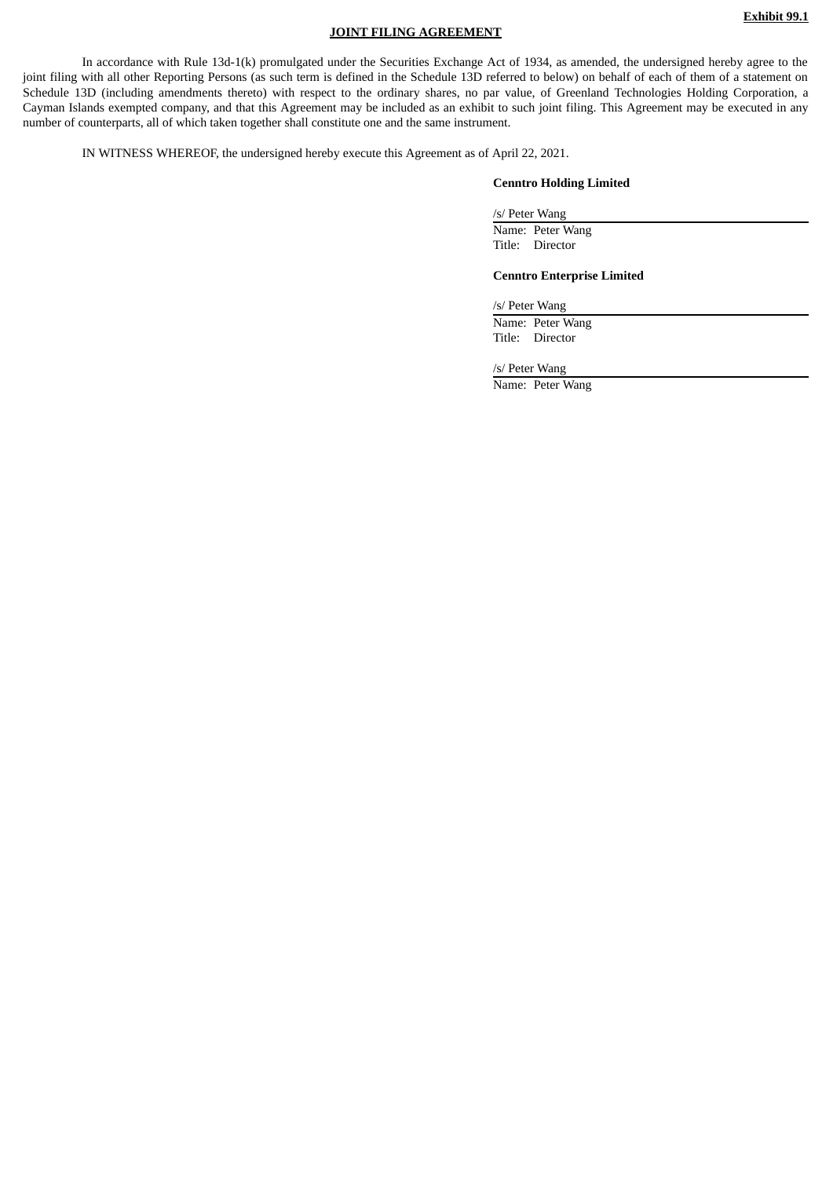**Exhibit 99.1**

**JOINT FILING AGREEMENT**

In accordance with Rule 13d-1(k) promulgated under the Securities Exchange Act of 1934, as amended, the undersigned hereby agree to the joint filing with all other Reporting Persons (as such term is defined in the Schedule 13D referred to below) on behalf of each of them of a statement on Schedule 13D (including amendments thereto) with respect to the ordinary shares, no par value, of Greenland Technologies Holding Corporation, a Cayman Islands exempted company, and that this Agreement may be included as an exhibit to such joint filing. This Agreement may be executed in any number of counterparts, all of which taken together shall constitute one and the same instrument.

IN WITNESS WHEREOF, the undersigned hereby execute this Agreement as of April 22, 2021.

**Cenntro Holding Limited**

/s/ Peter Wang
Name: Peter Wang
Title: Director

**Cenntro Enterprise Limited**

/s/ Peter Wang
Name: Peter Wang
Title: Director

/s/ Peter Wang
Name: Peter Wang